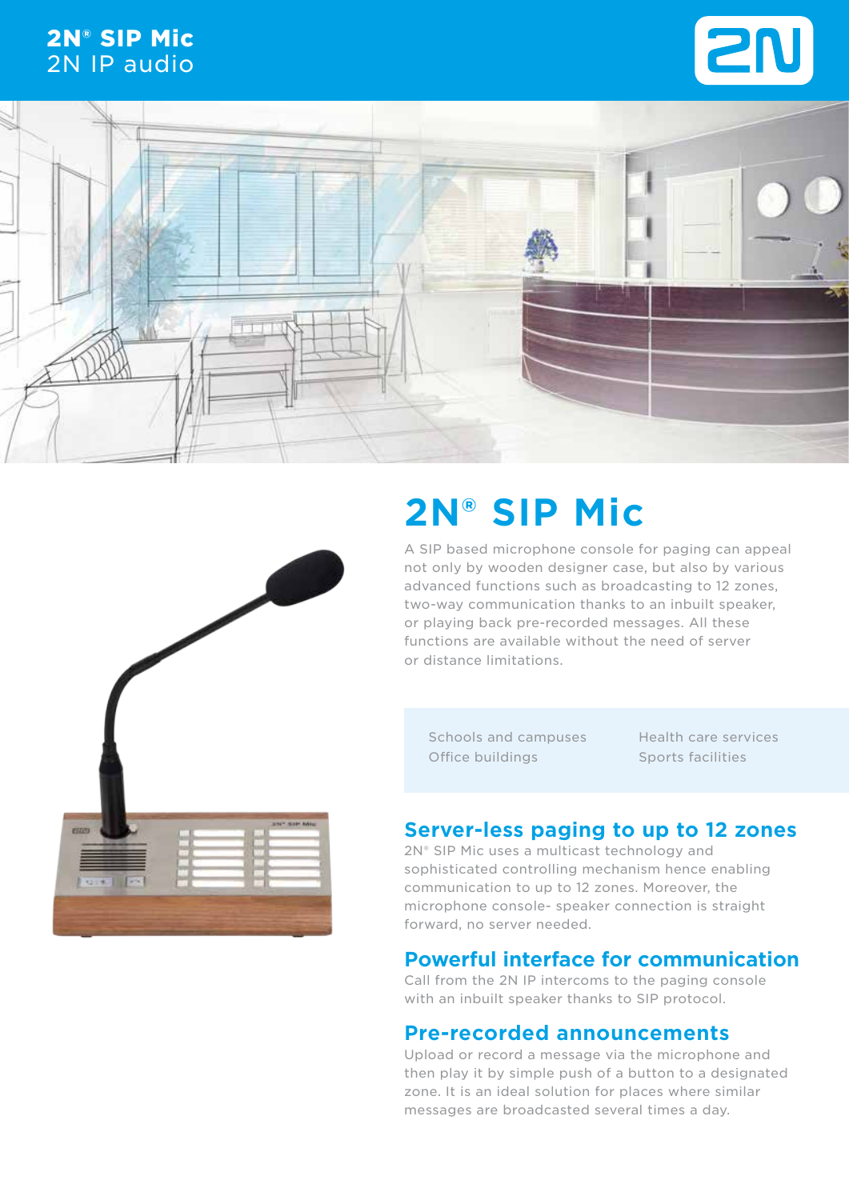**2N® SIP Mic**
2N IP audio

# 2N® SIP Mic

A SIP based microphone console for paging can appeal not only by wooden designer case, but also by various advanced functions such as broadcasting to 12 zones, two-way communication thanks to an inbuilt speaker, or playing back pre-recorded messages. All these functions are available without the need of server or distance limitations.

- Schools and campuses
- Office buildings
- Health care services
- Sports facilities

## Server-less paging to up to 12 zones

2N® SIP Mic uses a multicast technology and sophisticated controlling mechanism hence enabling communication to up to 12 zones. Moreover, the microphone console- speaker connection is straight forward, no server needed.

## Powerful interface for communication

Call from the 2N IP intercoms to the paging console with an inbuilt speaker thanks to SIP protocol.

## Pre-recorded announcements

Upload or record a message via the microphone and then play it by simple push of a button to a designated zone. It is an ideal solution for places where similar messages are broadcasted several times a day.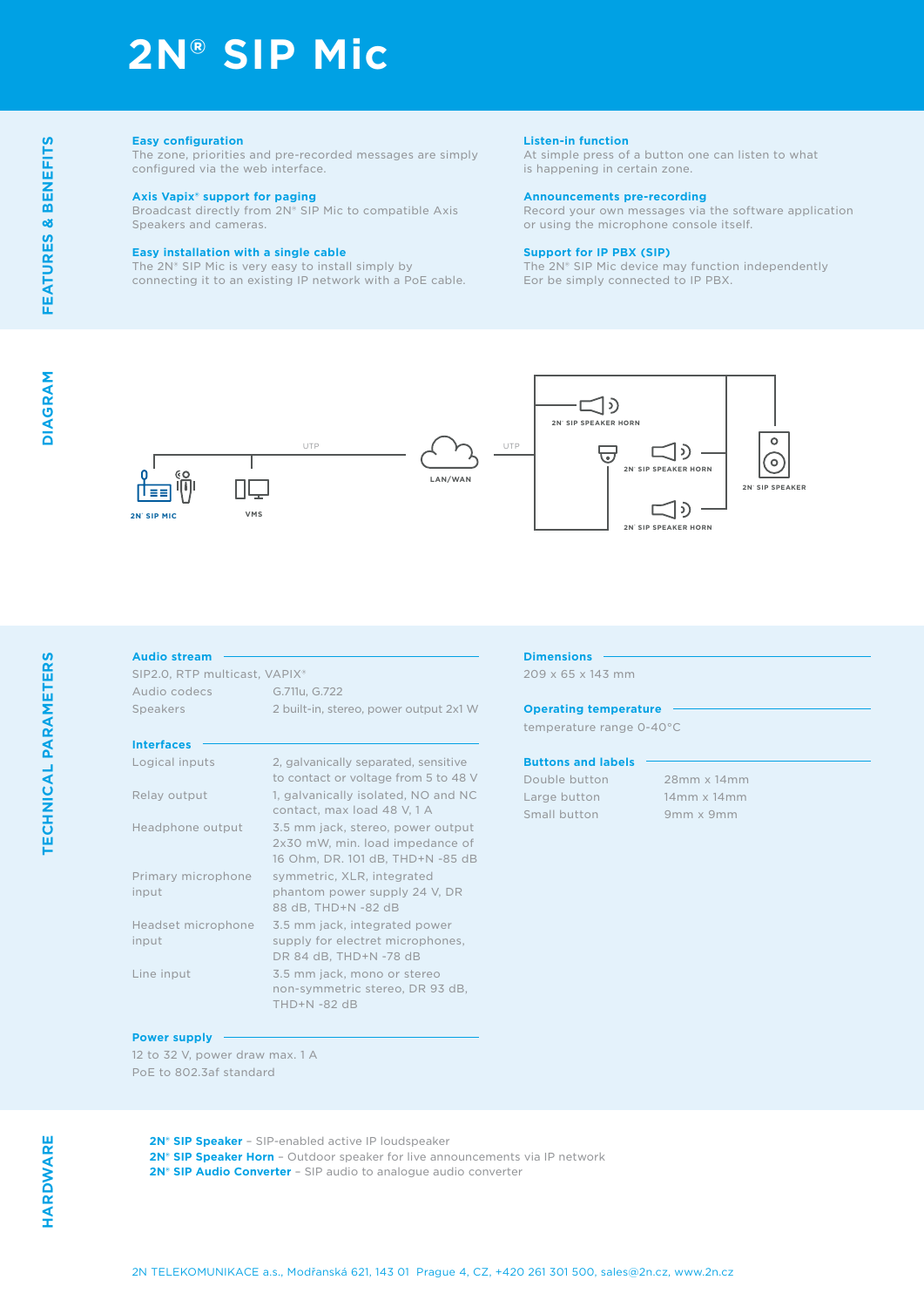# 2N® SIP Mic

## FEATURES & BENEFITS

**Easy configuration**
The zone, priorities and pre-recorded messages are simply configured via the web interface.

**Axis Vapix® support for paging**
Broadcast directly from 2N® SIP Mic to compatible Axis Speakers and cameras.

**Easy installation with a single cable**
The 2N® SIP Mic is very easy to install simply by connecting it to an existing IP network with a PoE cable.

**Listen-in function**
At simple press of a button one can listen to what is happening in certain zone.

**Announcements pre-recording**
Record your own messages via the software application or using the microphone console itself.

**Support for IP PBX (SIP)**
The 2N® SIP Mic device may function independently Eor be simply connected to IP PBX.

## DIAGRAM

UTP
UTP
LAN/WAN
2N® SIP MIC
VMS
2N® SIP SPEAKER HORN
2N® SIP SPEAKER HORN
2N® SIP SPEAKER HORN
2N® SIP SPEAKER

## TECHNICAL PARAMETERS

### Audio stream

SIP2.0, RTP multicast, VAPIX®

| | |
|---|---|
| Audio codecs | G.711u, G.722 |
| Speakers | 2 built-in, stereo, power output 2x1 W |

### Interfaces

| | |
|---|---|
| Logical inputs | 2, galvanically separated, sensitive to contact or voltage from 5 to 48 V |
| Relay output | 1, galvanically isolated, NO and NC contact, max load 48 V, 1 A |
| Headphone output | 3.5 mm jack, stereo, power output 2x30 mW, min. load impedance of 16 Ohm, DR. 101 dB, THD+N -85 dB |
| Primary microphone input | symmetric, XLR, integrated phantom power supply 24 V, DR 88 dB, THD+N -82 dB |
| Headset microphone input | 3.5 mm jack, integrated power supply for electret microphones, DR 84 dB, THD+N -78 dB |
| Line input | 3.5 mm jack, mono or stereo non-symmetric stereo, DR 93 dB, THD+N -82 dB |

### Power supply

12 to 32 V, power draw max. 1 A
PoE to 802.3af standard

### Dimensions

209 x 65 x 143 mm

### Operating temperature

temperature range 0-40°C

### Buttons and labels

| | |
|---|---|
| Double button | 28mm x 14mm |
| Large button | 14mm x 14mm |
| Small button | 9mm x 9mm |

## HARDWARE

**2N® SIP Speaker** – SIP-enabled active IP loudspeaker
**2N® SIP Speaker Horn** – Outdoor speaker for live announcements via IP network
**2N® SIP Audio Converter** – SIP audio to analogue audio converter

2N TELEKOMUNIKACE a.s., Modřanská 621, 143 01 Prague 4, CZ, +420 261 301 500, sales@2n.cz, www.2n.cz